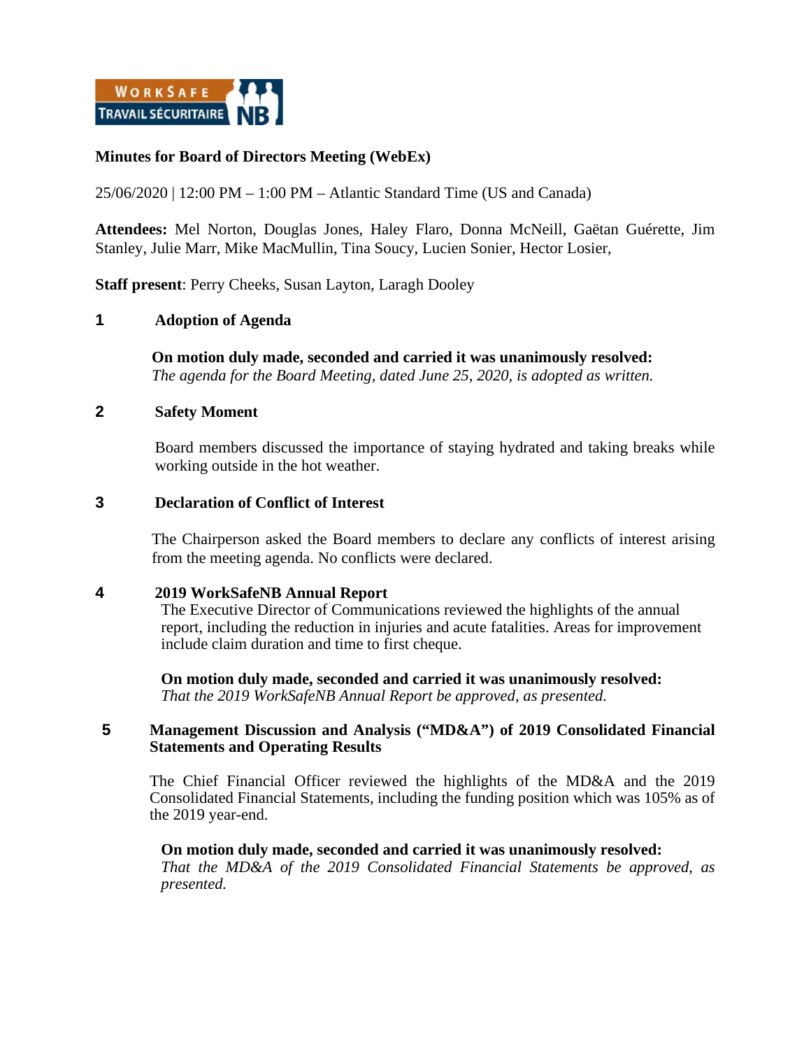**Minutes for Board of Directors Meeting (WebEx)**

25/06/2020 | 12:00 PM – 1:00 PM – Atlantic Standard Time (US and Canada)

**Attendees:** Mel Norton, Douglas Jones, Haley Flaro, Donna McNeill, Gaëtan Guérette, Jim Stanley, Julie Marr, Mike MacMullin, Tina Soucy, Lucien Sonier, Hector Losier,

**Staff present**: Perry Cheeks, Susan Layton, Laragh Dooley

## 1 Adoption of Agenda

**On motion duly made, seconded and carried it was unanimously resolved:**
*The agenda for the Board Meeting, dated June 25, 2020, is adopted as written.*

## 2 Safety Moment

Board members discussed the importance of staying hydrated and taking breaks while working outside in the hot weather.

## 3 Declaration of Conflict of Interest

The Chairperson asked the Board members to declare any conflicts of interest arising from the meeting agenda. No conflicts were declared.

## 4 2019 WorkSafeNB Annual Report

The Executive Director of Communications reviewed the highlights of the annual report, including the reduction in injuries and acute fatalities. Areas for improvement include claim duration and time to first cheque.

**On motion duly made, seconded and carried it was unanimously resolved:**
*That the 2019 WorkSafeNB Annual Report be approved, as presented.*

## 5 Management Discussion and Analysis ("MD&A") of 2019 Consolidated Financial Statements and Operating Results

The Chief Financial Officer reviewed the highlights of the MD&A and the 2019 Consolidated Financial Statements, including the funding position which was 105% as of the 2019 year-end.

**On motion duly made, seconded and carried it was unanimously resolved:**
*That the MD&A of the 2019 Consolidated Financial Statements be approved, as presented.*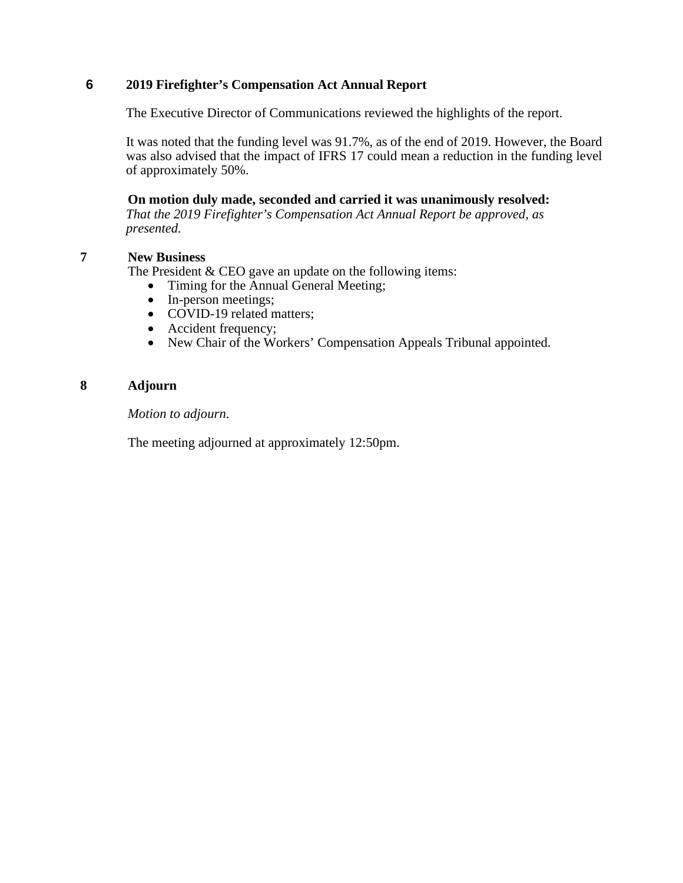## 6 2019 Firefighter's Compensation Act Annual Report

The Executive Director of Communications reviewed the highlights of the report.

It was noted that the funding level was 91.7%, as of the end of 2019. However, the Board was also advised that the impact of IFRS 17 could mean a reduction in the funding level of approximately 50%.

**On motion duly made, seconded and carried it was unanimously resolved:**
*That the 2019 Firefighter's Compensation Act Annual Report be approved, as presented.*

## 7 New Business

The President & CEO gave an update on the following items:

- Timing for the Annual General Meeting;
- In-person meetings;
- COVID-19 related matters;
- Accident frequency;
- New Chair of the Workers' Compensation Appeals Tribunal appointed.

## 8 Adjourn

*Motion to adjourn.*

The meeting adjourned at approximately 12:50pm.